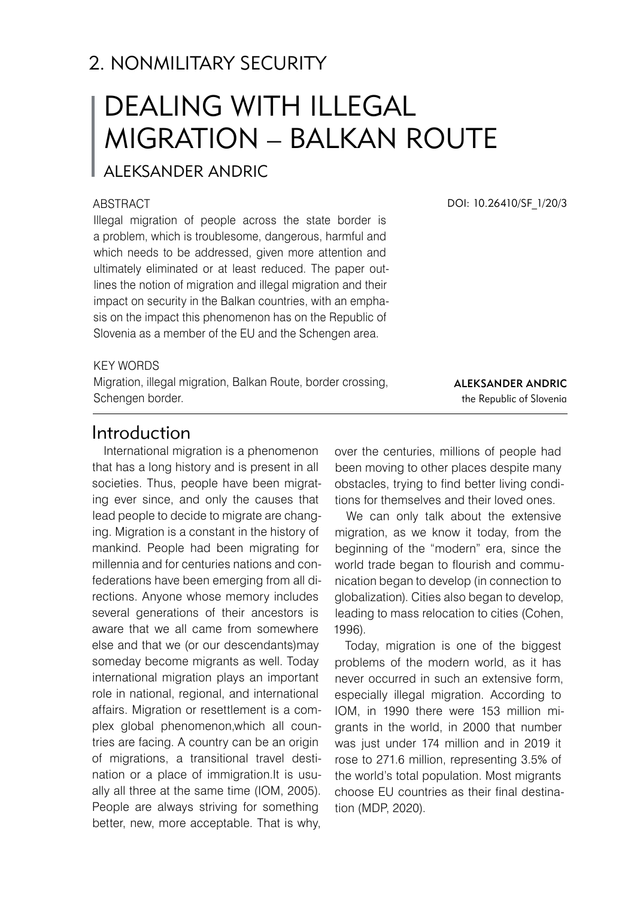## 2. NONMILITARY SECURITY

# DEALING WITH ILLEGAL MIGRATION – BALKAN ROUTE

ALEKSANDER ANDRIC

DOI: 10.26410/SF_1/20/3

ABSTRACT

Illegal migration of people across the state border is a problem, which is troublesome, dangerous, harmful and which needs to be addressed, given more attention and ultimately eliminated or at least reduced. The paper outlines the notion of migration and illegal migration and their impact on security in the Balkan countries, with an emphasis on the impact this phenomenon has on the Republic of Slovenia as a member of the EU and the Schengen area.

KEY WORDS

Migration, illegal migration, Balkan Route, border crossing, Schengen border.

**ALEKSANDER ANDRIC**
the Republic of Slovenia

## Introduction

International migration is a phenomenon that has a long history and is present in all societies. Thus, people have been migrating ever since, and only the causes that lead people to decide to migrate are changing. Migration is a constant in the history of mankind. People had been migrating for millennia and for centuries nations and confederations have been emerging from all directions. Anyone whose memory includes several generations of their ancestors is aware that we all came from somewhere else and that we (or our descendants)may someday become migrants as well. Today international migration plays an important role in national, regional, and international affairs. Migration or resettlement is a complex global phenomenon,which all countries are facing. A country can be an origin of migrations, a transitional travel destination or a place of immigration.It is usually all three at the same time (IOM, 2005). People are always striving for something better, new, more acceptable. That is why, over the centuries, millions of people had been moving to other places despite many obstacles, trying to find better living conditions for themselves and their loved ones.

We can only talk about the extensive migration, as we know it today, from the beginning of the "modern" era, since the world trade began to flourish and communication began to develop (in connection to globalization). Cities also began to develop, leading to mass relocation to cities (Cohen, 1996).

Today, migration is one of the biggest problems of the modern world, as it has never occurred in such an extensive form, especially illegal migration. According to IOM, in 1990 there were 153 million migrants in the world, in 2000 that number was just under 174 million and in 2019 it rose to 271.6 million, representing 3.5% of the world's total population. Most migrants choose EU countries as their final destination (MDP, 2020).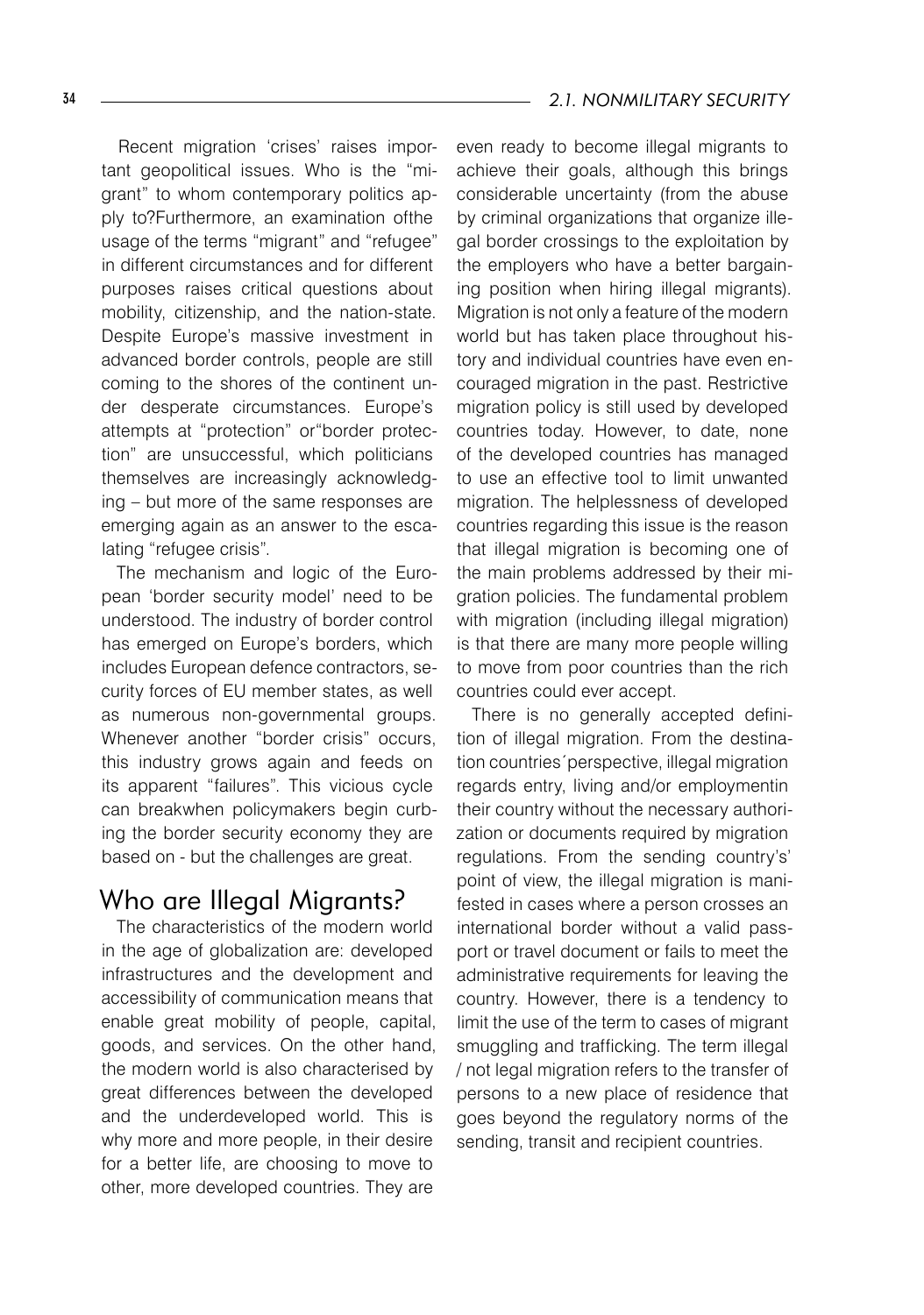Recent migration 'crises' raises important geopolitical issues. Who is the "migrant" to whom contemporary politics apply to?Furthermore, an examination ofthe usage of the terms "migrant" and "refugee" in different circumstances and for different purposes raises critical questions about mobility, citizenship, and the nation-state. Despite Europe's massive investment in advanced border controls, people are still coming to the shores of the continent under desperate circumstances. Europe's attempts at "protection" or"border protection" are unsuccessful, which politicians themselves are increasingly acknowledging – but more of the same responses are emerging again as an answer to the escalating "refugee crisis".

The mechanism and logic of the European 'border security model' need to be understood. The industry of border control has emerged on Europe's borders, which includes European defence contractors, security forces of EU member states, as well as numerous non-governmental groups. Whenever another "border crisis" occurs, this industry grows again and feeds on its apparent "failures". This vicious cycle can breakwhen policymakers begin curbing the border security economy they are based on - but the challenges are great.

## Who are Illegal Migrants?

The characteristics of the modern world in the age of globalization are: developed infrastructures and the development and accessibility of communication means that enable great mobility of people, capital, goods, and services. On the other hand, the modern world is also characterised by great differences between the developed and the underdeveloped world. This is why more and more people, in their desire for a better life, are choosing to move to other, more developed countries. They are even ready to become illegal migrants to achieve their goals, although this brings considerable uncertainty (from the abuse by criminal organizations that organize illegal border crossings to the exploitation by the employers who have a better bargaining position when hiring illegal migrants). Migration is not only a feature of the modern world but has taken place throughout history and individual countries have even encouraged migration in the past. Restrictive migration policy is still used by developed countries today. However, to date, none of the developed countries has managed to use an effective tool to limit unwanted migration. The helplessness of developed countries regarding this issue is the reason that illegal migration is becoming one of the main problems addressed by their migration policies. The fundamental problem with migration (including illegal migration) is that there are many more people willing to move from poor countries than the rich countries could ever accept.

There is no generally accepted definition of illegal migration. From the destination countries´perspective, illegal migration regards entry, living and/or employmentin their country without the necessary authorization or documents required by migration regulations. From the sending country's' point of view, the illegal migration is manifested in cases where a person crosses an international border without a valid passport or travel document or fails to meet the administrative requirements for leaving the country. However, there is a tendency to limit the use of the term to cases of migrant smuggling and trafficking. The term illegal / not legal migration refers to the transfer of persons to a new place of residence that goes beyond the regulatory norms of the sending, transit and recipient countries.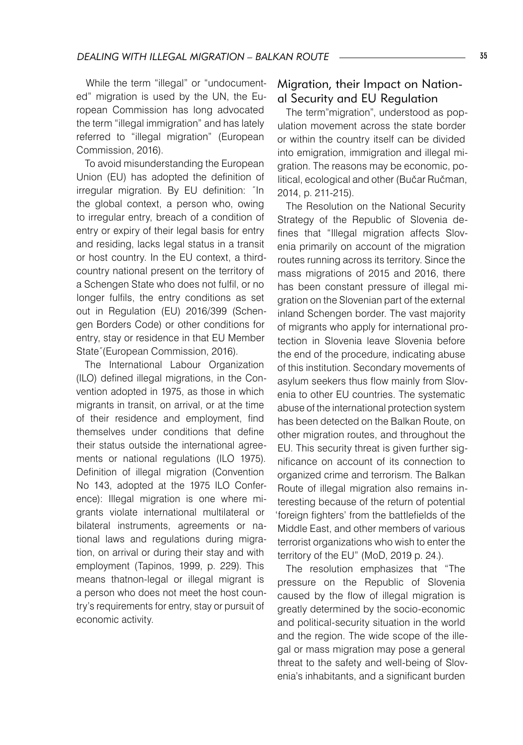While the term "illegal" or "undocumented" migration is used by the UN, the European Commission has long advocated the term "illegal immigration" and has lately referred to "illegal migration" (European Commission, 2016).

To avoid misunderstanding the European Union (EU) has adopted the definition of irregular migration. By EU definition: ˝In the global context, a person who, owing to irregular entry, breach of a condition of entry or expiry of their legal basis for entry and residing, lacks legal status in a transit or host country. In the EU context, a third-country national present on the territory of a Schengen State who does not fulfil, or no longer fulfils, the entry conditions as set out in Regulation (EU) 2016/399 (Schengen Borders Code) or other conditions for entry, stay or residence in that EU Member State˝(European Commission, 2016).

The International Labour Organization (ILO) defined illegal migrations, in the Convention adopted in 1975, as those in which migrants in transit, on arrival, or at the time of their residence and employment, find themselves under conditions that define their status outside the international agreements or national regulations (ILO 1975). Definition of illegal migration (Convention No 143, adopted at the 1975 ILO Conference): Illegal migration is one where migrants violate international multilateral or bilateral instruments, agreements or national laws and regulations during migration, on arrival or during their stay and with employment (Tapinos, 1999, p. 229). This means thatnon-legal or illegal migrant is a person who does not meet the host country's requirements for entry, stay or pursuit of economic activity.

## Migration, their Impact on National Security and EU Regulation

The term"migration", understood as population movement across the state border or within the country itself can be divided into emigration, immigration and illegal migration. The reasons may be economic, political, ecological and other (Bučar Ručman, 2014, p. 211-215).

The Resolution on the National Security Strategy of the Republic of Slovenia defines that "Illegal migration affects Slovenia primarily on account of the migration routes running across its territory. Since the mass migrations of 2015 and 2016, there has been constant pressure of illegal migration on the Slovenian part of the external inland Schengen border. The vast majority of migrants who apply for international protection in Slovenia leave Slovenia before the end of the procedure, indicating abuse of this institution. Secondary movements of asylum seekers thus flow mainly from Slovenia to other EU countries. The systematic abuse of the international protection system has been detected on the Balkan Route, on other migration routes, and throughout the EU. This security threat is given further significance on account of its connection to organized crime and terrorism. The Balkan Route of illegal migration also remains interesting because of the return of potential 'foreign fighters' from the battlefields of the Middle East, and other members of various terrorist organizations who wish to enter the territory of the EU" (MoD, 2019 p. 24.).

The resolution emphasizes that "The pressure on the Republic of Slovenia caused by the flow of illegal migration is greatly determined by the socio-economic and political-security situation in the world and the region. The wide scope of the illegal or mass migration may pose a general threat to the safety and well-being of Slovenia's inhabitants, and a significant burden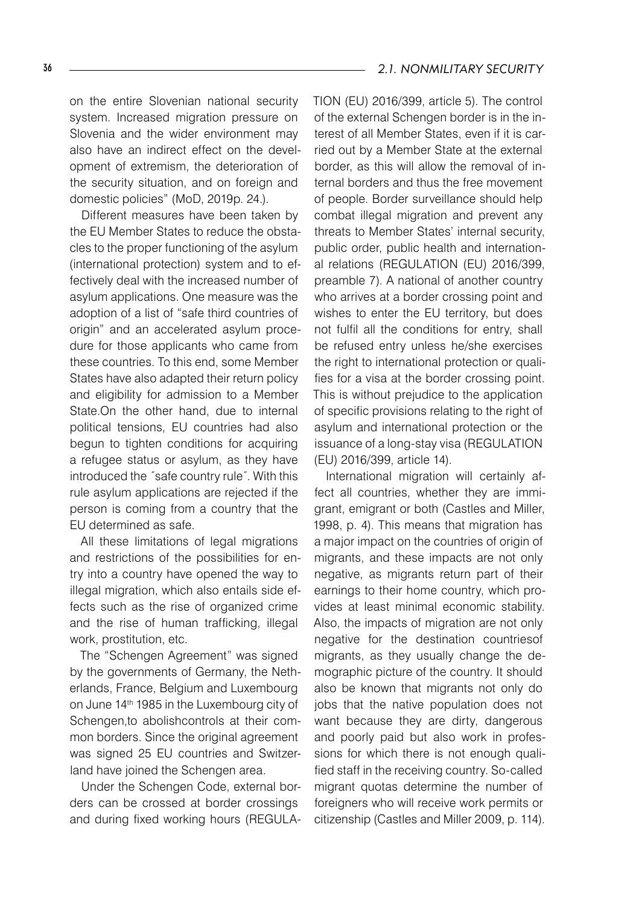on the entire Slovenian national security system. Increased migration pressure on Slovenia and the wider environment may also have an indirect effect on the development of extremism, the deterioration of the security situation, and on foreign and domestic policies" (MoD, 2019p. 24.).

Different measures have been taken by the EU Member States to reduce the obstacles to the proper functioning of the asylum (international protection) system and to effectively deal with the increased number of asylum applications. One measure was the adoption of a list of "safe third countries of origin" and an accelerated asylum procedure for those applicants who came from these countries. To this end, some Member States have also adapted their return policy and eligibility for admission to a Member State.On the other hand, due to internal political tensions, EU countries had also begun to tighten conditions for acquiring a refugee status or asylum, as they have introduced the ˝safe country rule˝. With this rule asylum applications are rejected if the person is coming from a country that the EU determined as safe.

All these limitations of legal migrations and restrictions of the possibilities for entry into a country have opened the way to illegal migration, which also entails side effects such as the rise of organized crime and the rise of human trafficking, illegal work, prostitution, etc.

The "Schengen Agreement" was signed by the governments of Germany, the Netherlands, France, Belgium and Luxembourg on June 14th 1985 in the Luxembourg city of Schengen,to abolishcontrols at their common borders. Since the original agreement was signed 25 EU countries and Switzerland have joined the Schengen area.

Under the Schengen Code, external borders can be crossed at border crossings and during fixed working hours (REGULATION (EU) 2016/399, article 5). The control of the external Schengen border is in the interest of all Member States, even if it is carried out by a Member State at the external border, as this will allow the removal of internal borders and thus the free movement of people. Border surveillance should help combat illegal migration and prevent any threats to Member States' internal security, public order, public health and international relations (REGULATION (EU) 2016/399, preamble 7). A national of another country who arrives at a border crossing point and wishes to enter the EU territory, but does not fulfil all the conditions for entry, shall be refused entry unless he/she exercises the right to international protection or qualifies for a visa at the border crossing point. This is without prejudice to the application of specific provisions relating to the right of asylum and international protection or the issuance of a long-stay visa (REGULATION (EU) 2016/399, article 14).

International migration will certainly affect all countries, whether they are immigrant, emigrant or both (Castles and Miller, 1998, p. 4). This means that migration has a major impact on the countries of origin of migrants, and these impacts are not only negative, as migrants return part of their earnings to their home country, which provides at least minimal economic stability. Also, the impacts of migration are not only negative for the destination countriesof migrants, as they usually change the demographic picture of the country. It should also be known that migrants not only do jobs that the native population does not want because they are dirty, dangerous and poorly paid but also work in professions for which there is not enough qualified staff in the receiving country. So-called migrant quotas determine the number of foreigners who will receive work permits or citizenship (Castles and Miller 2009, p. 114).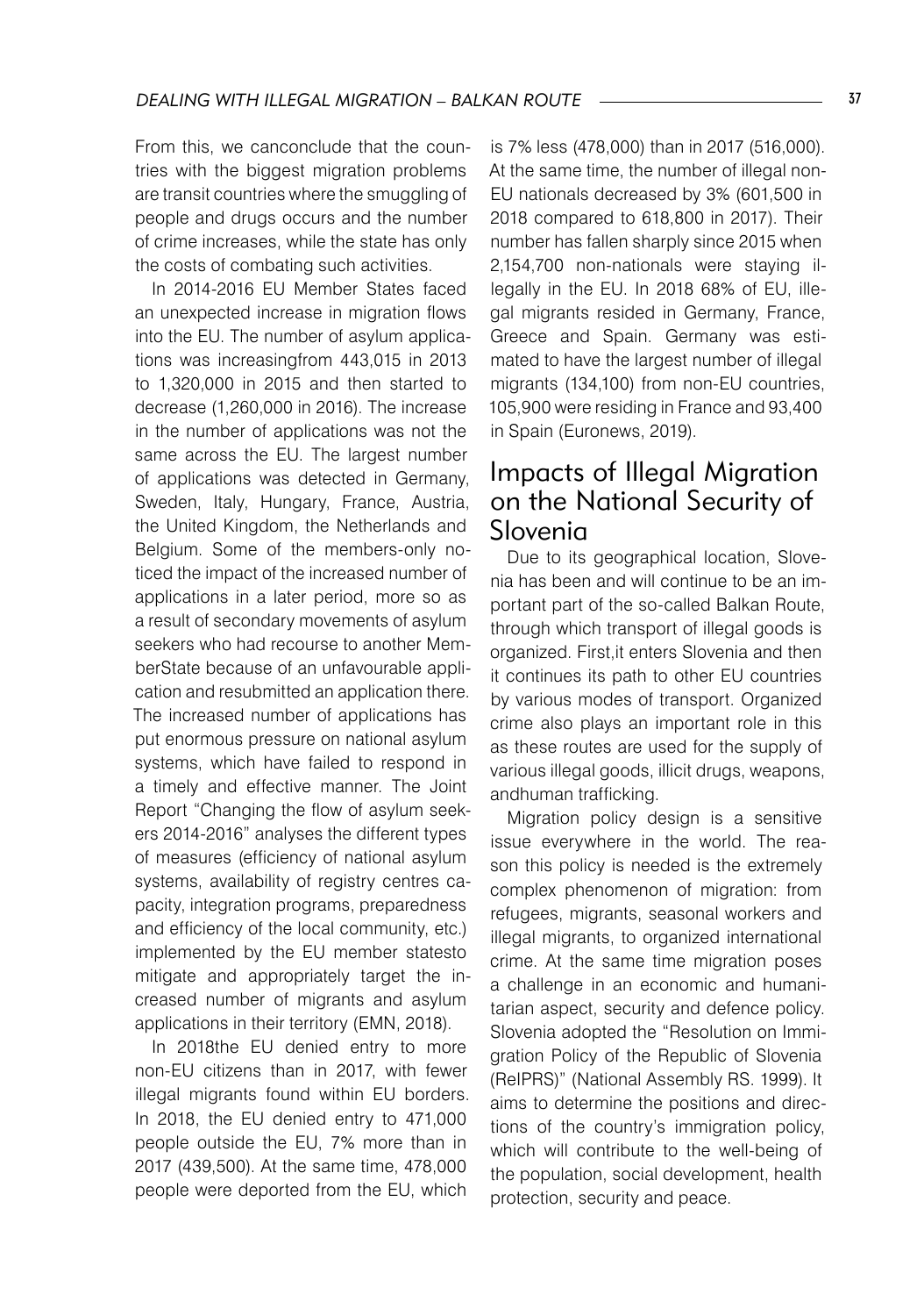From this, we canconclude that the countries with the biggest migration problems are transit countries where the smuggling of people and drugs occurs and the number of crime increases, while the state has only the costs of combating such activities.

In 2014-2016 EU Member States faced an unexpected increase in migration flows into the EU. The number of asylum applications was increasingfrom 443,015 in 2013 to 1,320,000 in 2015 and then started to decrease (1,260,000 in 2016). The increase in the number of applications was not the same across the EU. The largest number of applications was detected in Germany, Sweden, Italy, Hungary, France, Austria, the United Kingdom, the Netherlands and Belgium. Some of the members-only noticed the impact of the increased number of applications in a later period, more so as a result of secondary movements of asylum seekers who had recourse to another MemberState because of an unfavourable application and resubmitted an application there. The increased number of applications has put enormous pressure on national asylum systems, which have failed to respond in a timely and effective manner. The Joint Report "Changing the flow of asylum seekers 2014-2016" analyses the different types of measures (efficiency of national asylum systems, availability of registry centres capacity, integration programs, preparedness and efficiency of the local community, etc.) implemented by the EU member statesto mitigate and appropriately target the increased number of migrants and asylum applications in their territory (EMN, 2018).

In 2018the EU denied entry to more non-EU citizens than in 2017, with fewer illegal migrants found within EU borders. In 2018, the EU denied entry to 471,000 people outside the EU, 7% more than in 2017 (439,500). At the same time, 478,000 people were deported from the EU, which is 7% less (478,000) than in 2017 (516,000). At the same time, the number of illegal non-EU nationals decreased by 3% (601,500 in 2018 compared to 618,800 in 2017). Their number has fallen sharply since 2015 when 2,154,700 non-nationals were staying illegally in the EU. In 2018 68% of EU, illegal migrants resided in Germany, France, Greece and Spain. Germany was estimated to have the largest number of illegal migrants (134,100) from non-EU countries, 105,900 were residing in France and 93,400 in Spain (Euronews, 2019).

## Impacts of Illegal Migration on the National Security of Slovenia

Due to its geographical location, Slovenia has been and will continue to be an important part of the so-called Balkan Route, through which transport of illegal goods is organized. First,it enters Slovenia and then it continues its path to other EU countries by various modes of transport. Organized crime also plays an important role in this as these routes are used for the supply of various illegal goods, illicit drugs, weapons, andhuman trafficking.

Migration policy design is a sensitive issue everywhere in the world. The reason this policy is needed is the extremely complex phenomenon of migration: from refugees, migrants, seasonal workers and illegal migrants, to organized international crime. At the same time migration poses a challenge in an economic and humanitarian aspect, security and defence policy. Slovenia adopted the "Resolution on Immigration Policy of the Republic of Slovenia (ReIPRS)" (National Assembly RS. 1999). It aims to determine the positions and directions of the country's immigration policy, which will contribute to the well-being of the population, social development, health protection, security and peace.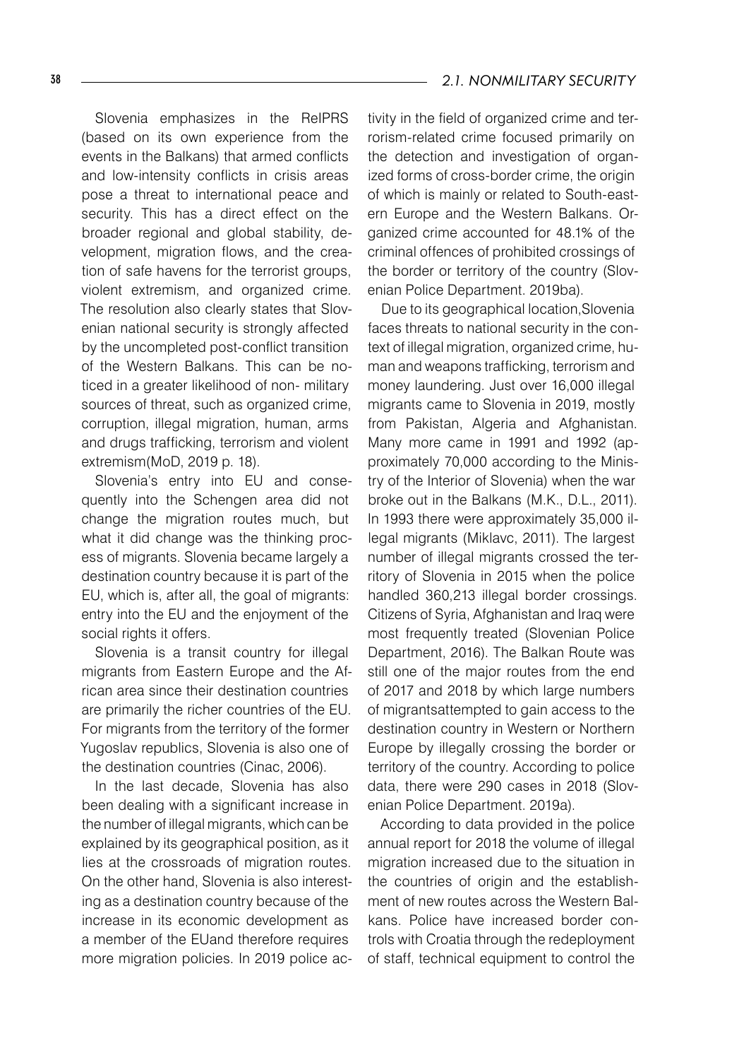Slovenia emphasizes in the ReIPRS (based on its own experience from the events in the Balkans) that armed conflicts and low-intensity conflicts in crisis areas pose a threat to international peace and security. This has a direct effect on the broader regional and global stability, development, migration flows, and the creation of safe havens for the terrorist groups, violent extremism, and organized crime. The resolution also clearly states that Slovenian national security is strongly affected by the uncompleted post-conflict transition of the Western Balkans. This can be noticed in a greater likelihood of non- military sources of threat, such as organized crime, corruption, illegal migration, human, arms and drugs trafficking, terrorism and violent extremism(MoD, 2019 p. 18).

Slovenia's entry into EU and consequently into the Schengen area did not change the migration routes much, but what it did change was the thinking process of migrants. Slovenia became largely a destination country because it is part of the EU, which is, after all, the goal of migrants: entry into the EU and the enjoyment of the social rights it offers.

Slovenia is a transit country for illegal migrants from Eastern Europe and the African area since their destination countries are primarily the richer countries of the EU. For migrants from the territory of the former Yugoslav republics, Slovenia is also one of the destination countries (Cinac, 2006).

In the last decade, Slovenia has also been dealing with a significant increase in the number of illegal migrants, which can be explained by its geographical position, as it lies at the crossroads of migration routes. On the other hand, Slovenia is also interesting as a destination country because of the increase in its economic development as a member of the EUand therefore requires more migration policies. In 2019 police activity in the field of organized crime and terrorism-related crime focused primarily on the detection and investigation of organized forms of cross-border crime, the origin of which is mainly or related to South-eastern Europe and the Western Balkans. Organized crime accounted for 48.1% of the criminal offences of prohibited crossings of the border or territory of the country (Slovenian Police Department. 2019ba).

Due to its geographical location,Slovenia faces threats to national security in the context of illegal migration, organized crime, human and weapons trafficking, terrorism and money laundering. Just over 16,000 illegal migrants came to Slovenia in 2019, mostly from Pakistan, Algeria and Afghanistan. Many more came in 1991 and 1992 (approximately 70,000 according to the Ministry of the Interior of Slovenia) when the war broke out in the Balkans (M.K., D.L., 2011). In 1993 there were approximately 35,000 illegal migrants (Miklavc, 2011). The largest number of illegal migrants crossed the territory of Slovenia in 2015 when the police handled 360,213 illegal border crossings. Citizens of Syria, Afghanistan and Iraq were most frequently treated (Slovenian Police Department, 2016). The Balkan Route was still one of the major routes from the end of 2017 and 2018 by which large numbers of migrantsattempted to gain access to the destination country in Western or Northern Europe by illegally crossing the border or territory of the country. According to police data, there were 290 cases in 2018 (Slovenian Police Department. 2019a).

According to data provided in the police annual report for 2018 the volume of illegal migration increased due to the situation in the countries of origin and the establishment of new routes across the Western Balkans. Police have increased border controls with Croatia through the redeployment of staff, technical equipment to control the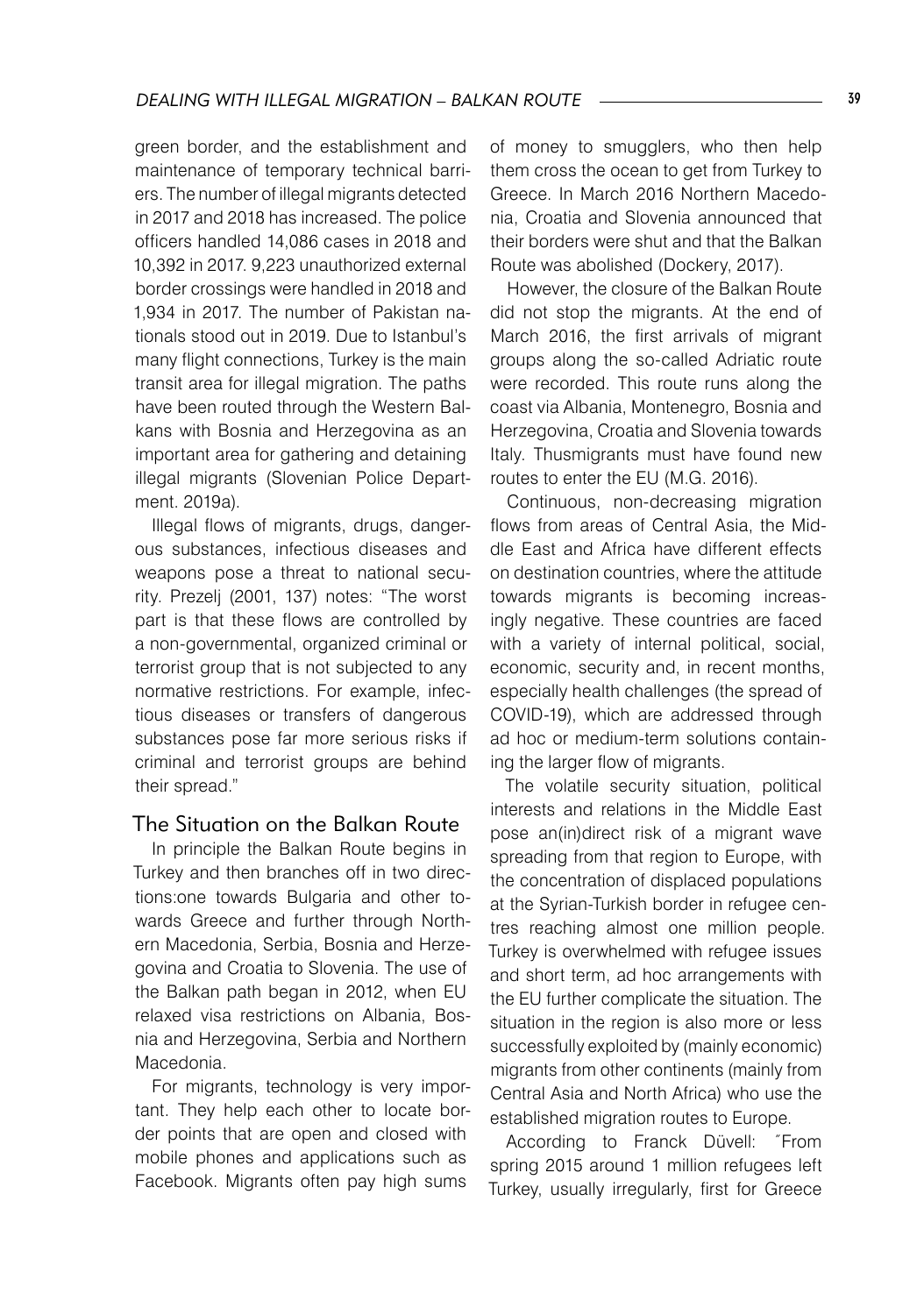green border, and the establishment and maintenance of temporary technical barriers. The number of illegal migrants detected in 2017 and 2018 has increased. The police officers handled 14,086 cases in 2018 and 10,392 in 2017. 9,223 unauthorized external border crossings were handled in 2018 and 1,934 in 2017. The number of Pakistan nationals stood out in 2019. Due to Istanbul's many flight connections, Turkey is the main transit area for illegal migration. The paths have been routed through the Western Balkans with Bosnia and Herzegovina as an important area for gathering and detaining illegal migrants (Slovenian Police Department. 2019a).

Illegal flows of migrants, drugs, dangerous substances, infectious diseases and weapons pose a threat to national security. Prezelj (2001, 137) notes: "The worst part is that these flows are controlled by a non-governmental, organized criminal or terrorist group that is not subjected to any normative restrictions. For example, infectious diseases or transfers of dangerous substances pose far more serious risks if criminal and terrorist groups are behind their spread."

## The Situation on the Balkan Route

In principle the Balkan Route begins in Turkey and then branches off in two directions:one towards Bulgaria and other towards Greece and further through Northern Macedonia, Serbia, Bosnia and Herzegovina and Croatia to Slovenia. The use of the Balkan path began in 2012, when EU relaxed visa restrictions on Albania, Bosnia and Herzegovina, Serbia and Northern Macedonia.

For migrants, technology is very important. They help each other to locate border points that are open and closed with mobile phones and applications such as Facebook. Migrants often pay high sums of money to smugglers, who then help them cross the ocean to get from Turkey to Greece. In March 2016 Northern Macedonia, Croatia and Slovenia announced that their borders were shut and that the Balkan Route was abolished (Dockery, 2017).

However, the closure of the Balkan Route did not stop the migrants. At the end of March 2016, the first arrivals of migrant groups along the so-called Adriatic route were recorded. This route runs along the coast via Albania, Montenegro, Bosnia and Herzegovina, Croatia and Slovenia towards Italy. Thusmigrants must have found new routes to enter the EU (M.G. 2016).

Continuous, non-decreasing migration flows from areas of Central Asia, the Middle East and Africa have different effects on destination countries, where the attitude towards migrants is becoming increasingly negative. These countries are faced with a variety of internal political, social, economic, security and, in recent months, especially health challenges (the spread of COVID-19), which are addressed through ad hoc or medium-term solutions containing the larger flow of migrants.

The volatile security situation, political interests and relations in the Middle East pose an(in)direct risk of a migrant wave spreading from that region to Europe, with the concentration of displaced populations at the Syrian-Turkish border in refugee centres reaching almost one million people. Turkey is overwhelmed with refugee issues and short term, ad hoc arrangements with the EU further complicate the situation. The situation in the region is also more or less successfully exploited by (mainly economic) migrants from other continents (mainly from Central Asia and North Africa) who use the established migration routes to Europe.

According to Franck Düvell: ˝From spring 2015 around 1 million refugees left Turkey, usually irregularly, first for Greece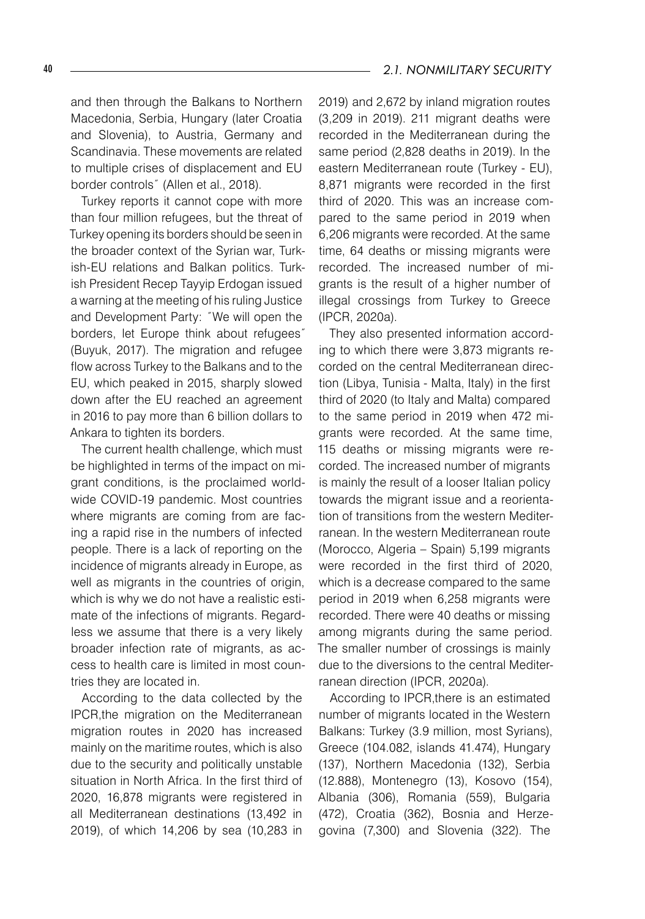and then through the Balkans to Northern Macedonia, Serbia, Hungary (later Croatia and Slovenia), to Austria, Germany and Scandinavia. These movements are related to multiple crises of displacement and EU border controls˝ (Allen et al., 2018).

Turkey reports it cannot cope with more than four million refugees, but the threat of Turkey opening its borders should be seen in the broader context of the Syrian war, Turkish-EU relations and Balkan politics. Turkish President Recep Tayyip Erdogan issued a warning at the meeting of his ruling Justice and Development Party: ˝We will open the borders, let Europe think about refugees˝ (Buyuk, 2017). The migration and refugee flow across Turkey to the Balkans and to the EU, which peaked in 2015, sharply slowed down after the EU reached an agreement in 2016 to pay more than 6 billion dollars to Ankara to tighten its borders.

The current health challenge, which must be highlighted in terms of the impact on migrant conditions, is the proclaimed worldwide COVID-19 pandemic. Most countries where migrants are coming from are facing a rapid rise in the numbers of infected people. There is a lack of reporting on the incidence of migrants already in Europe, as well as migrants in the countries of origin, which is why we do not have a realistic estimate of the infections of migrants. Regardless we assume that there is a very likely broader infection rate of migrants, as access to health care is limited in most countries they are located in.

According to the data collected by the IPCR,the migration on the Mediterranean migration routes in 2020 has increased mainly on the maritime routes, which is also due to the security and politically unstable situation in North Africa. In the first third of 2020, 16,878 migrants were registered in all Mediterranean destinations (13,492 in 2019), of which 14,206 by sea (10,283 in 2019) and 2,672 by inland migration routes (3,209 in 2019). 211 migrant deaths were recorded in the Mediterranean during the same period (2,828 deaths in 2019). In the eastern Mediterranean route (Turkey - EU), 8,871 migrants were recorded in the first third of 2020. This was an increase compared to the same period in 2019 when 6,206 migrants were recorded. At the same time, 64 deaths or missing migrants were recorded. The increased number of migrants is the result of a higher number of illegal crossings from Turkey to Greece (IPCR, 2020a).

They also presented information according to which there were 3,873 migrants recorded on the central Mediterranean direction (Libya, Tunisia - Malta, Italy) in the first third of 2020 (to Italy and Malta) compared to the same period in 2019 when 472 migrants were recorded. At the same time, 115 deaths or missing migrants were recorded. The increased number of migrants is mainly the result of a looser Italian policy towards the migrant issue and a reorientation of transitions from the western Mediterranean. In the western Mediterranean route (Morocco, Algeria – Spain) 5,199 migrants were recorded in the first third of 2020, which is a decrease compared to the same period in 2019 when 6,258 migrants were recorded. There were 40 deaths or missing among migrants during the same period. The smaller number of crossings is mainly due to the diversions to the central Mediterranean direction (IPCR, 2020a).

According to IPCR,there is an estimated number of migrants located in the Western Balkans: Turkey (3.9 million, most Syrians), Greece (104.082, islands 41.474), Hungary (137), Northern Macedonia (132), Serbia (12.888), Montenegro (13), Kosovo (154), Albania (306), Romania (559), Bulgaria (472), Croatia (362), Bosnia and Herzegovina (7,300) and Slovenia (322). The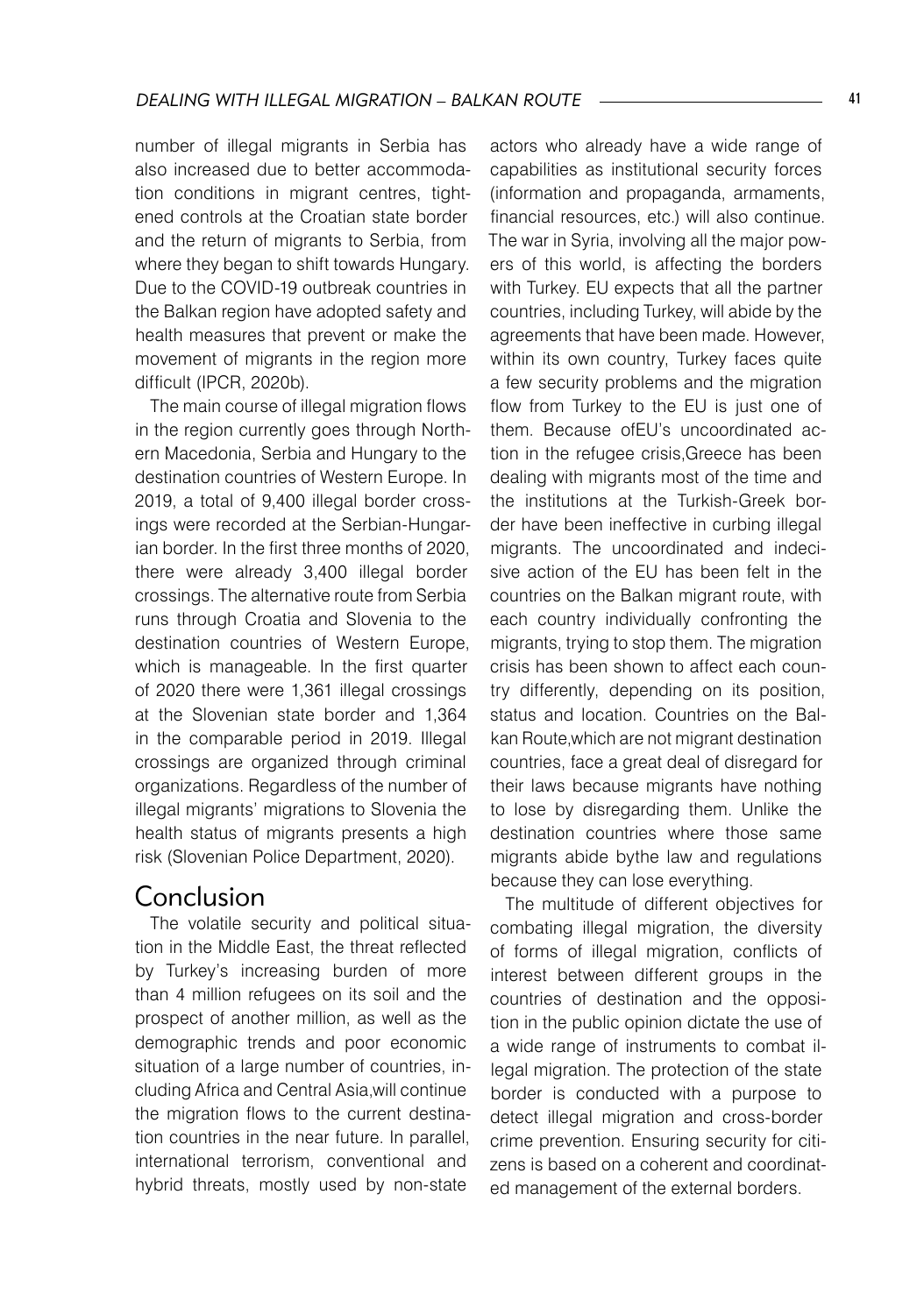number of illegal migrants in Serbia has also increased due to better accommodation conditions in migrant centres, tightened controls at the Croatian state border and the return of migrants to Serbia, from where they began to shift towards Hungary. Due to the COVID-19 outbreak countries in the Balkan region have adopted safety and health measures that prevent or make the movement of migrants in the region more difficult (IPCR, 2020b).

The main course of illegal migration flows in the region currently goes through Northern Macedonia, Serbia and Hungary to the destination countries of Western Europe. In 2019, a total of 9,400 illegal border crossings were recorded at the Serbian-Hungarian border. In the first three months of 2020, there were already 3,400 illegal border crossings. The alternative route from Serbia runs through Croatia and Slovenia to the destination countries of Western Europe, which is manageable. In the first quarter of 2020 there were 1,361 illegal crossings at the Slovenian state border and 1,364 in the comparable period in 2019. Illegal crossings are organized through criminal organizations. Regardless of the number of illegal migrants' migrations to Slovenia the health status of migrants presents a high risk (Slovenian Police Department, 2020).

## Conclusion

The volatile security and political situation in the Middle East, the threat reflected by Turkey's increasing burden of more than 4 million refugees on its soil and the prospect of another million, as well as the demographic trends and poor economic situation of a large number of countries, including Africa and Central Asia,will continue the migration flows to the current destination countries in the near future. In parallel, international terrorism, conventional and hybrid threats, mostly used by non-state actors who already have a wide range of capabilities as institutional security forces (information and propaganda, armaments, financial resources, etc.) will also continue. The war in Syria, involving all the major powers of this world, is affecting the borders with Turkey. EU expects that all the partner countries, including Turkey, will abide by the agreements that have been made. However, within its own country, Turkey faces quite a few security problems and the migration flow from Turkey to the EU is just one of them. Because ofEU's uncoordinated action in the refugee crisis,Greece has been dealing with migrants most of the time and the institutions at the Turkish-Greek border have been ineffective in curbing illegal migrants. The uncoordinated and indecisive action of the EU has been felt in the countries on the Balkan migrant route, with each country individually confronting the migrants, trying to stop them. The migration crisis has been shown to affect each country differently, depending on its position, status and location. Countries on the Balkan Route,which are not migrant destination countries, face a great deal of disregard for their laws because migrants have nothing to lose by disregarding them. Unlike the destination countries where those same migrants abide bythe law and regulations because they can lose everything.

The multitude of different objectives for combating illegal migration, the diversity of forms of illegal migration, conflicts of interest between different groups in the countries of destination and the opposition in the public opinion dictate the use of a wide range of instruments to combat illegal migration. The protection of the state border is conducted with a purpose to detect illegal migration and cross-border crime prevention. Ensuring security for citizens is based on a coherent and coordinated management of the external borders.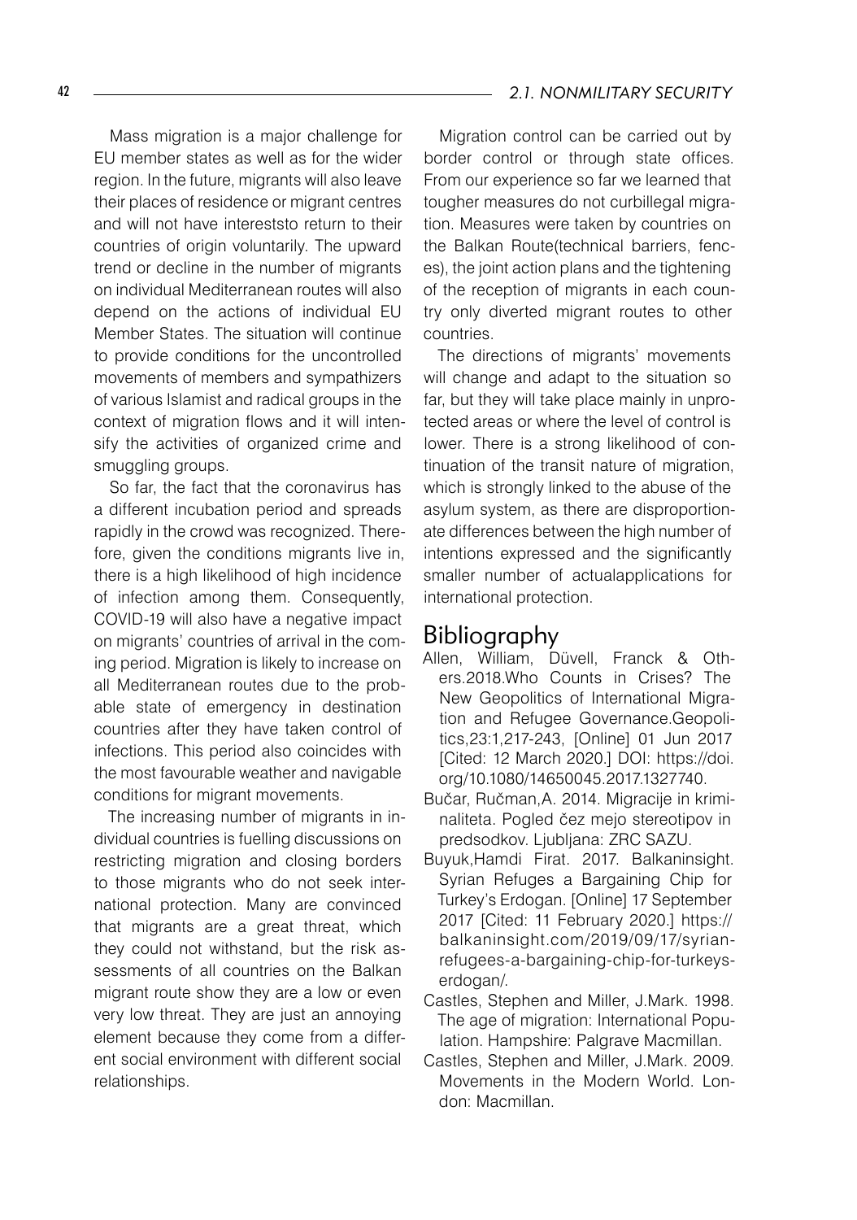Mass migration is a major challenge for EU member states as well as for the wider region. In the future, migrants will also leave their places of residence or migrant centres and will not have intereststo return to their countries of origin voluntarily. The upward trend or decline in the number of migrants on individual Mediterranean routes will also depend on the actions of individual EU Member States. The situation will continue to provide conditions for the uncontrolled movements of members and sympathizers of various Islamist and radical groups in the context of migration flows and it will intensify the activities of organized crime and smuggling groups.

So far, the fact that the coronavirus has a different incubation period and spreads rapidly in the crowd was recognized. Therefore, given the conditions migrants live in, there is a high likelihood of high incidence of infection among them. Consequently, COVID-19 will also have a negative impact on migrants' countries of arrival in the coming period. Migration is likely to increase on all Mediterranean routes due to the probable state of emergency in destination countries after they have taken control of infections. This period also coincides with the most favourable weather and navigable conditions for migrant movements.

The increasing number of migrants in individual countries is fuelling discussions on restricting migration and closing borders to those migrants who do not seek international protection. Many are convinced that migrants are a great threat, which they could not withstand, but the risk assessments of all countries on the Balkan migrant route show they are a low or even very low threat. They are just an annoying element because they come from a different social environment with different social relationships.

Migration control can be carried out by border control or through state offices. From our experience so far we learned that tougher measures do not curbillegal migration. Measures were taken by countries on the Balkan Route(technical barriers, fences), the joint action plans and the tightening of the reception of migrants in each country only diverted migrant routes to other countries.

The directions of migrants' movements will change and adapt to the situation so far, but they will take place mainly in unprotected areas or where the level of control is lower. There is a strong likelihood of continuation of the transit nature of migration, which is strongly linked to the abuse of the asylum system, as there are disproportionate differences between the high number of intentions expressed and the significantly smaller number of actualapplications for international protection.

## Bibliography

Allen, William, Düvell, Franck & Others.2018.Who Counts in Crises? The New Geopolitics of International Migration and Refugee Governance.Geopolitics,23:1,217-243, [Online] 01 Jun 2017 [Cited: 12 March 2020.] DOI: https://doi.org/10.1080/14650045.2017.1327740.

Bučar, Ručman,A. 2014. Migracije in kriminaliteta. Pogled čez mejo stereotipov in predsodkov. Ljubljana: ZRC SAZU.

Buyuk,Hamdi Firat. 2017. Balkaninsight. Syrian Refuges a Bargaining Chip for Turkey's Erdogan. [Online] 17 September 2017 [Cited: 11 February 2020.] https://balkaninsight.com/2019/09/17/syrian-refugees-a-bargaining-chip-for-turkeys-erdogan/.

Castles, Stephen and Miller, J.Mark. 1998. The age of migration: International Population. Hampshire: Palgrave Macmillan.

Castles, Stephen and Miller, J.Mark. 2009. Movements in the Modern World. London: Macmillan.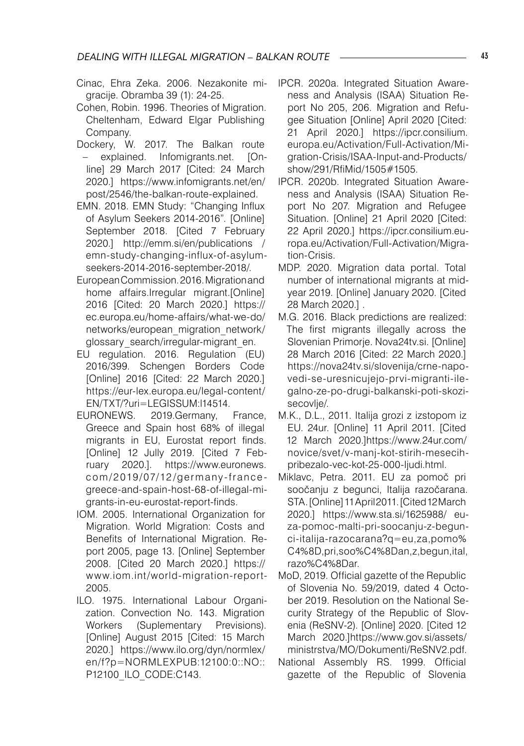Cinac, Ehra Zeka. 2006. Nezakonite migracije. Obramba 39 (1): 24-25.

Cohen, Robin. 1996. Theories of Migration. Cheltenham, Edward Elgar Publishing Company.

Dockery, W. 2017. The Balkan route – explained. Infomigrants.net. [Online] 29 March 2017 [Cited: 24 March 2020.] https://www.infomigrants.net/en/post/2546/the-balkan-route-explained.

EMN. 2018. EMN Study: "Changing Influx of Asylum Seekers 2014-2016". [Online] September 2018. [Cited 7 February 2020.] http://emm.si/en/publications / emn-study-changing-influx-of-asylum-seekers-2014-2016-september-2018/.

European Commission. 2016. Migration and home affairs.Irregular migrant.[Online] 2016 [Cited: 20 March 2020.] https://ec.europa.eu/home-affairs/what-we-do/networks/european_migration_network/glossary_search/irregular-migrant_en.

EU regulation. 2016. Regulation (EU) 2016/399. Schengen Borders Code [Online] 2016 [Cited: 22 March 2020.] https://eur-lex.europa.eu/legal-content/EN/TXT/?uri=LEGISSUM:l14514.

EURONEWS. 2019.Germany, France, Greece and Spain host 68% of illegal migrants in EU, Eurostat report finds. [Online] 12 Jully 2019. [Cited 7 February 2020.]. https://www.euronews.com/2019/07/12/germany-france-greece-and-spain-host-68-of-illegal-migrants-in-eu-eurostat-report-finds.

IOM. 2005. International Organization for Migration. World Migration: Costs and Benefits of International Migration. Report 2005, page 13. [Online] September 2008. [Cited 20 March 2020.] https://www.iom.int/world-migration-report-2005.

ILO. 1975. International Labour Organization. Convection No. 143. Migration Workers (Suplementary Previsions). [Online] August 2015 [Cited: 15 March 2020.] https://www.ilo.org/dyn/normlex/en/f?p=NORMLEXPUB:12100:0::NO::P12100_ILO_CODE:C143.

IPCR. 2020a. Integrated Situation Awareness and Analysis (ISAA) Situation Report No 205, 206. Migration and Refugee Situation [Online] April 2020 [Cited: 21 April 2020.] https://ipcr.consilium.europa.eu/Activation/Full-Activation/Migration-Crisis/ISAA-Input-and-Products/show/291/RfiMid/1505#1505.

IPCR. 2020b. Integrated Situation Awareness and Analysis (ISAA) Situation Report No 207. Migration and Refugee Situation. [Online] 21 April 2020 [Cited: 22 April 2020.] https://ipcr.consilium.europa.eu/Activation/Full-Activation/Migration-Crisis.

MDP. 2020. Migration data portal. Total number of international migrants at mid-year 2019. [Online] January 2020. [Cited 28 March 2020.] .

M.G. 2016. Black predictions are realized: The first migrants illegally across the Slovenian Primorje. Nova24tv.si. [Online] 28 March 2016 [Cited: 22 March 2020.] https://nova24tv.si/slovenija/crne-napovedi-se-uresnicujejo-prvi-migranti-ilegalno-ze-po-drugi-balkanski-poti-skozi-secovlje/.

M.K., D.L., 2011. Italija grozi z izstopom iz EU. 24ur. [Online] 11 April 2011. [Cited 12 March 2020.]https://www.24ur.com/novice/svet/v-manj-kot-stirih-mesecih-pribezalo-vec-kot-25-000-ljudi.html.

Miklavc, Petra. 2011. EU za pomoč pri soočanju z begunci, Italija razočarana. STA. [Online] 11 April 2011. [Cited 12 March 2020.] https://www.sta.si/1625988/ eu-za-pomoc-malti-pri-soocanju-z-begunci-italija-razocarana?q=eu,za,pomo%C4%8D,pri,soo%C4%8Dan,z,begun,ital,razo%C4%8Dar.

MoD, 2019. Official gazette of the Republic of Slovenia No. 59/2019, dated 4 October 2019. Resolution on the National Security Strategy of the Republic of Slovenia (ReSNV-2). [Online] 2020. [Cited 12 March 2020.]https://www.gov.si/assets/ministrstva/MO/Dokumenti/ReSNV2.pdf.

National Assembly RS. 1999. Official gazette of the Republic of Slovenia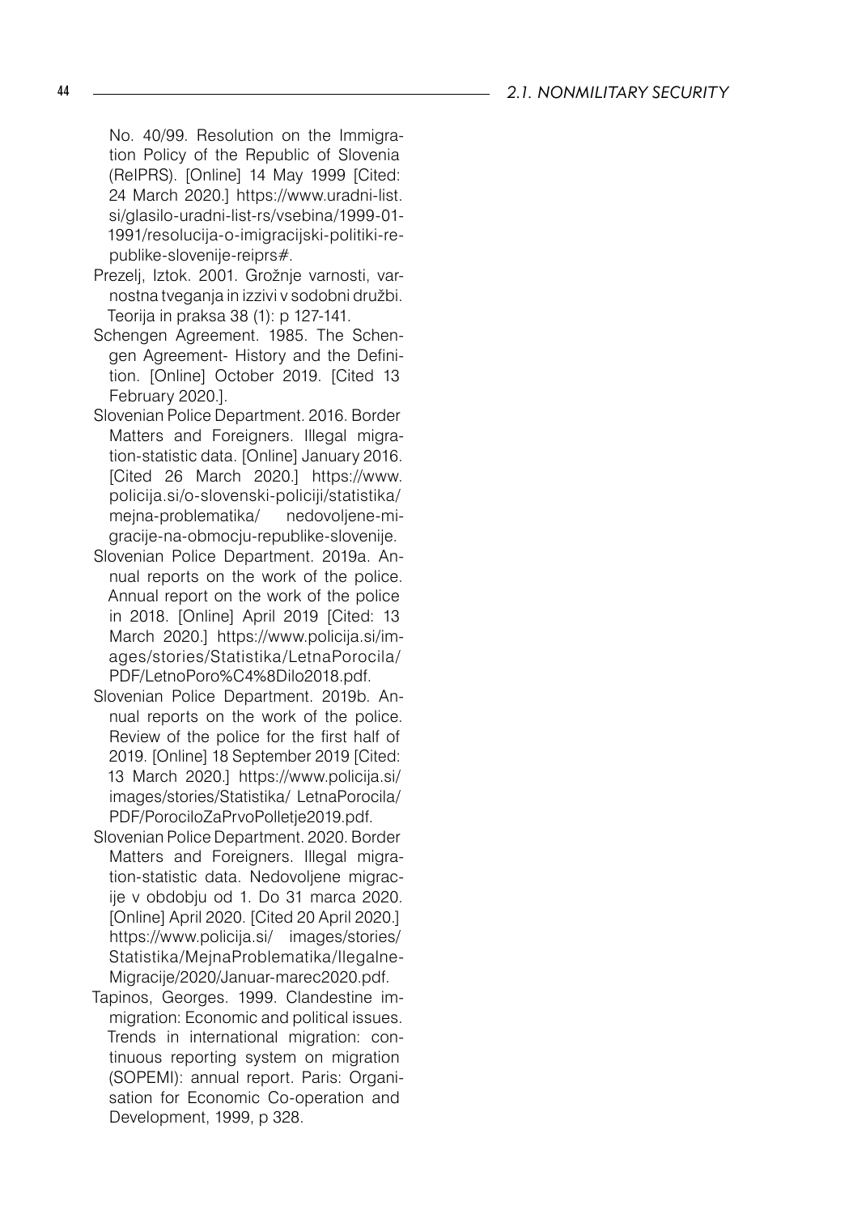No. 40/99. Resolution on the Immigration Policy of the Republic of Slovenia (ReIPRS). [Online] 14 May 1999 [Cited: 24 March 2020.] https://www.uradni-list.si/glasilo-uradni-list-rs/vsebina/1999-01-1991/resolucija-o-imigracijski-politiki-republike-slovenije-reiprs#.

Prezelj, Iztok. 2001. Grožnje varnosti, varnostna tveganja in izzivi v sodobni družbi. Teorija in praksa 38 (1): p 127-141.

Schengen Agreement. 1985. The Schengen Agreement- History and the Definition. [Online] October 2019. [Cited 13 February 2020.].

Slovenian Police Department. 2016. Border Matters and Foreigners. Illegal migration-statistic data. [Online] January 2016. [Cited 26 March 2020.] https://www.policija.si/o-slovenski-policiji/statistika/mejna-problematika/ nedovoljene-migracije-na-obmocju-republike-slovenije.

Slovenian Police Department. 2019a. Annual reports on the work of the police. Annual report on the work of the police in 2018. [Online] April 2019 [Cited: 13 March 2020.] https://www.policija.si/images/stories/Statistika/LetnaPorocila/PDF/LetnoPoro%C4%8Dilo2018.pdf.

Slovenian Police Department. 2019b. Annual reports on the work of the police. Review of the police for the first half of 2019. [Online] 18 September 2019 [Cited: 13 March 2020.] https://www.policija.si/images/stories/Statistika/ LetnaPorocila/PDF/PorociloZaPrvoPolletje2019.pdf.

Slovenian Police Department. 2020. Border Matters and Foreigners. Illegal migration-statistic data. Nedovoljene migracije v obdobju od 1. Do 31 marca 2020. [Online] April 2020. [Cited 20 April 2020.] https://www.policija.si/ images/stories/Statistika/MejnaProblematika/Ilegalne-Migracije/2020/Januar-marec2020.pdf.

Tapinos, Georges. 1999. Clandestine immigration: Economic and political issues. Trends in international migration: continuous reporting system on migration (SOPEMI): annual report. Paris: Organisation for Economic Co-operation and Development, 1999, p 328.